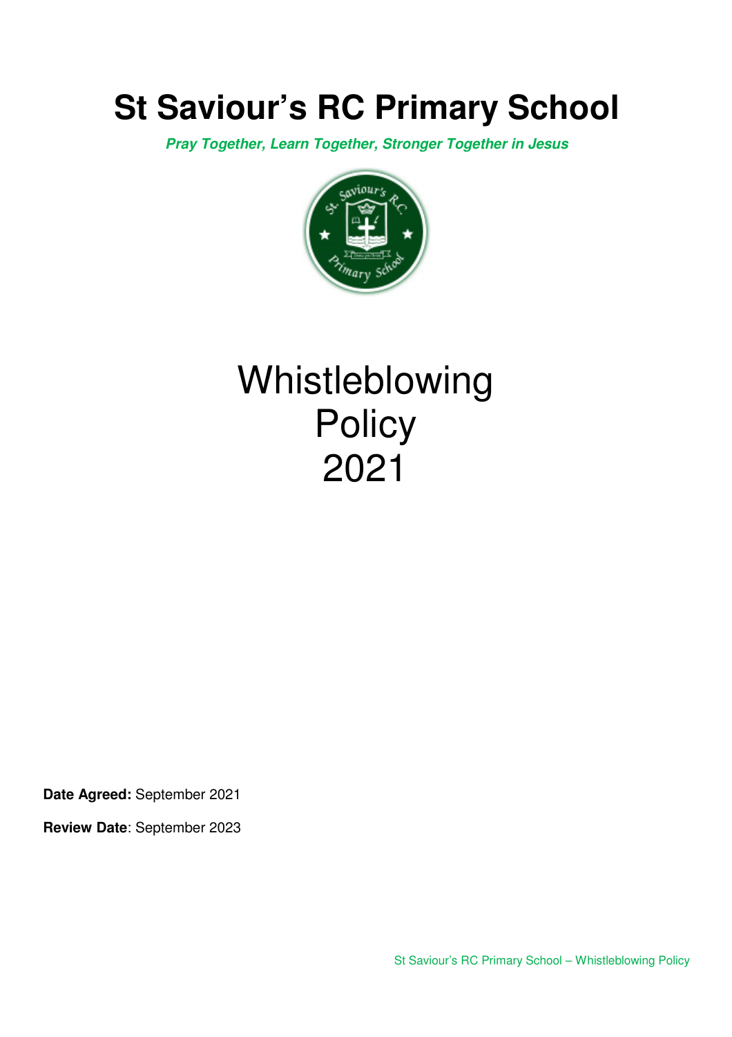# St Saviour's RC Primary School

***Pray Together, Learn Together, Stronger Together in Jesus***

# Whistleblowing Policy 2021

**Date Agreed:** September 2021

**Review Date**: September 2023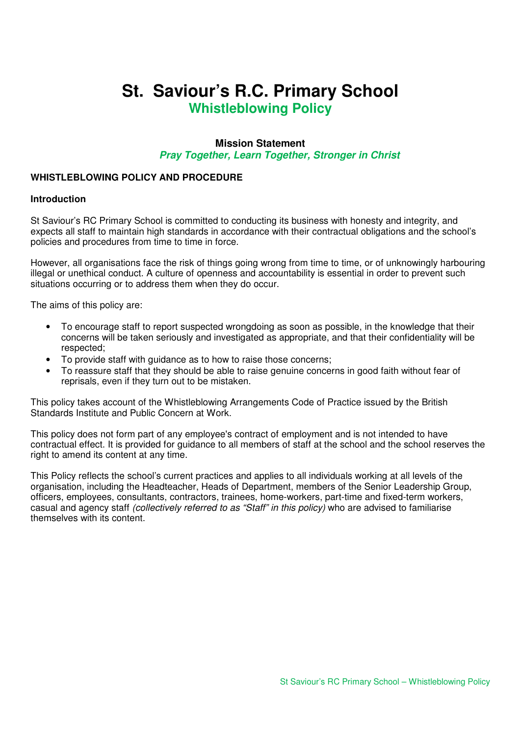# St. Saviour's R.C. Primary School

## Whistleblowing Policy

**Mission Statement**

***Pray Together, Learn Together, Stronger in Christ***

**WHISTLEBLOWING POLICY AND PROCEDURE**

**Introduction**

St Saviour's RC Primary School is committed to conducting its business with honesty and integrity, and expects all staff to maintain high standards in accordance with their contractual obligations and the school's policies and procedures from time to time in force.

However, all organisations face the risk of things going wrong from time to time, or of unknowingly harbouring illegal or unethical conduct. A culture of openness and accountability is essential in order to prevent such situations occurring or to address them when they do occur.

The aims of this policy are:

- To encourage staff to report suspected wrongdoing as soon as possible, in the knowledge that their concerns will be taken seriously and investigated as appropriate, and that their confidentiality will be respected;
- To provide staff with guidance as to how to raise those concerns;
- To reassure staff that they should be able to raise genuine concerns in good faith without fear of reprisals, even if they turn out to be mistaken.

This policy takes account of the Whistleblowing Arrangements Code of Practice issued by the British Standards Institute and Public Concern at Work.

This policy does not form part of any employee's contract of employment and is not intended to have contractual effect. It is provided for guidance to all members of staff at the school and the school reserves the right to amend its content at any time.

This Policy reflects the school's current practices and applies to all individuals working at all levels of the organisation, including the Headteacher, Heads of Department, members of the Senior Leadership Group, officers, employees, consultants, contractors, trainees, home-workers, part-time and fixed-term workers, casual and agency staff *(collectively referred to as "Staff" in this policy)* who are advised to familiarise themselves with its content.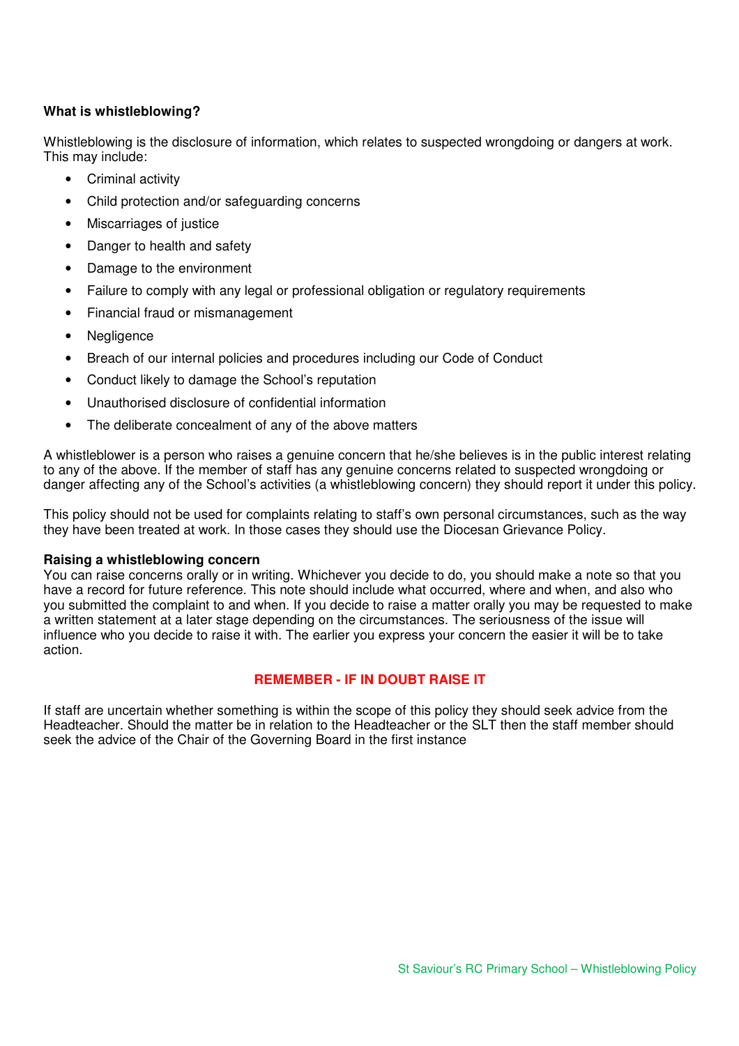**What is whistleblowing?**

Whistleblowing is the disclosure of information, which relates to suspected wrongdoing or dangers at work. This may include:

- Criminal activity
- Child protection and/or safeguarding concerns
- Miscarriages of justice
- Danger to health and safety
- Damage to the environment
- Failure to comply with any legal or professional obligation or regulatory requirements
- Financial fraud or mismanagement
- Negligence
- Breach of our internal policies and procedures including our Code of Conduct
- Conduct likely to damage the School's reputation
- Unauthorised disclosure of confidential information
- The deliberate concealment of any of the above matters

A whistleblower is a person who raises a genuine concern that he/she believes is in the public interest relating to any of the above. If the member of staff has any genuine concerns related to suspected wrongdoing or danger affecting any of the School's activities (a whistleblowing concern) they should report it under this policy.

This policy should not be used for complaints relating to staff's own personal circumstances, such as the way they have been treated at work. In those cases they should use the Diocesan Grievance Policy.

**Raising a whistleblowing concern**

You can raise concerns orally or in writing. Whichever you decide to do, you should make a note so that you have a record for future reference. This note should include what occurred, where and when, and also who you submitted the complaint to and when. If you decide to raise a matter orally you may be requested to make a written statement at a later stage depending on the circumstances. The seriousness of the issue will influence who you decide to raise it with. The earlier you express your concern the easier it will be to take action.

**REMEMBER - IF IN DOUBT RAISE IT**

If staff are uncertain whether something is within the scope of this policy they should seek advice from the Headteacher. Should the matter be in relation to the Headteacher or the SLT then the staff member should seek the advice of the Chair of the Governing Board in the first instance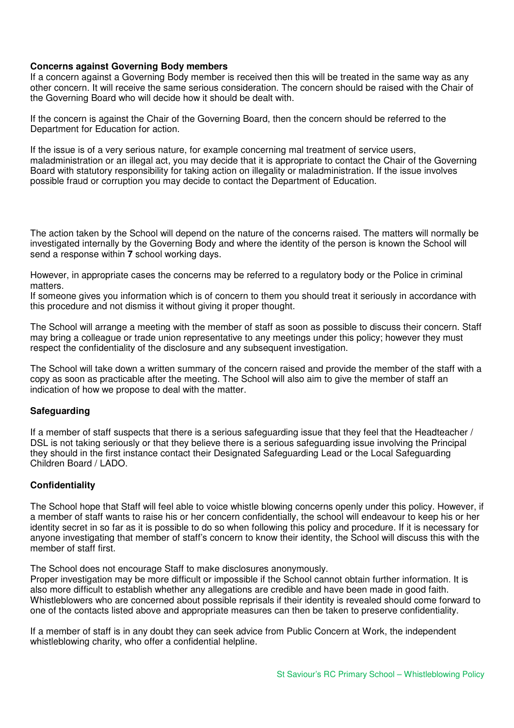**Concerns against Governing Body members**

If a concern against a Governing Body member is received then this will be treated in the same way as any other concern. It will receive the same serious consideration. The concern should be raised with the Chair of the Governing Board who will decide how it should be dealt with.

If the concern is against the Chair of the Governing Board, then the concern should be referred to the Department for Education for action.

If the issue is of a very serious nature, for example concerning mal treatment of service users, maladministration or an illegal act, you may decide that it is appropriate to contact the Chair of the Governing Board with statutory responsibility for taking action on illegality or maladministration. If the issue involves possible fraud or corruption you may decide to contact the Department of Education.

The action taken by the School will depend on the nature of the concerns raised. The matters will normally be investigated internally by the Governing Body and where the identity of the person is known the School will send a response within **7** school working days.

However, in appropriate cases the concerns may be referred to a regulatory body or the Police in criminal matters.
If someone gives you information which is of concern to them you should treat it seriously in accordance with this procedure and not dismiss it without giving it proper thought.

The School will arrange a meeting with the member of staff as soon as possible to discuss their concern. Staff may bring a colleague or trade union representative to any meetings under this policy; however they must respect the confidentiality of the disclosure and any subsequent investigation.

The School will take down a written summary of the concern raised and provide the member of the staff with a copy as soon as practicable after the meeting. The School will also aim to give the member of staff an indication of how we propose to deal with the matter.

**Safeguarding**

If a member of staff suspects that there is a serious safeguarding issue that they feel that the Headteacher / DSL is not taking seriously or that they believe there is a serious safeguarding issue involving the Principal they should in the first instance contact their Designated Safeguarding Lead or the Local Safeguarding Children Board / LADO.

**Confidentiality**

The School hope that Staff will feel able to voice whistle blowing concerns openly under this policy. However, if a member of staff wants to raise his or her concern confidentially, the school will endeavour to keep his or her identity secret in so far as it is possible to do so when following this policy and procedure. If it is necessary for anyone investigating that member of staff's concern to know their identity, the School will discuss this with the member of staff first.

The School does not encourage Staff to make disclosures anonymously.
Proper investigation may be more difficult or impossible if the School cannot obtain further information. It is also more difficult to establish whether any allegations are credible and have been made in good faith. Whistleblowers who are concerned about possible reprisals if their identity is revealed should come forward to one of the contacts listed above and appropriate measures can then be taken to preserve confidentiality.

If a member of staff is in any doubt they can seek advice from Public Concern at Work, the independent whistleblowing charity, who offer a confidential helpline.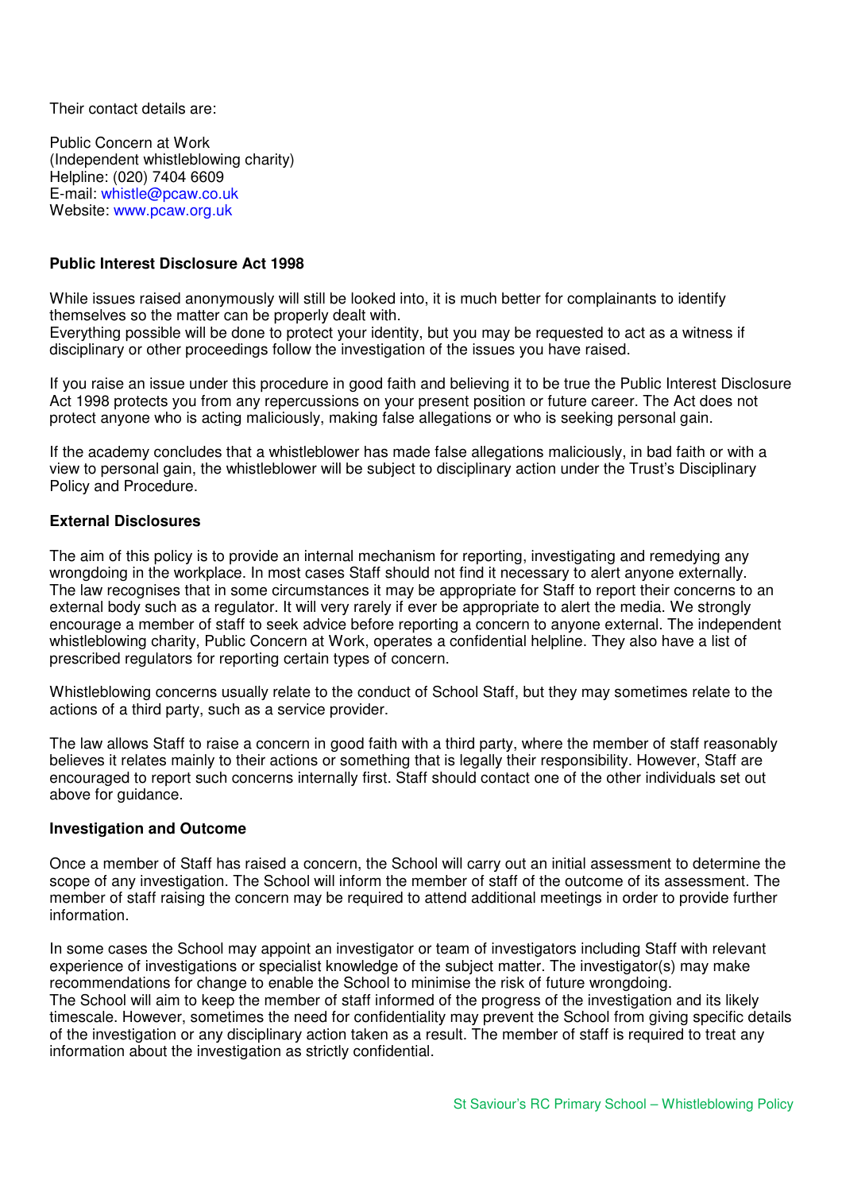Their contact details are:

Public Concern at Work
(Independent whistleblowing charity)
Helpline: (020) 7404 6609
E-mail: whistle@pcaw.co.uk
Website: www.pcaw.org.uk

**Public Interest Disclosure Act 1998**

While issues raised anonymously will still be looked into, it is much better for complainants to identify themselves so the matter can be properly dealt with.
Everything possible will be done to protect your identity, but you may be requested to act as a witness if disciplinary or other proceedings follow the investigation of the issues you have raised.

If you raise an issue under this procedure in good faith and believing it to be true the Public Interest Disclosure Act 1998 protects you from any repercussions on your present position or future career. The Act does not protect anyone who is acting maliciously, making false allegations or who is seeking personal gain.

If the academy concludes that a whistleblower has made false allegations maliciously, in bad faith or with a view to personal gain, the whistleblower will be subject to disciplinary action under the Trust's Disciplinary Policy and Procedure.

**External Disclosures**

The aim of this policy is to provide an internal mechanism for reporting, investigating and remedying any wrongdoing in the workplace. In most cases Staff should not find it necessary to alert anyone externally.
The law recognises that in some circumstances it may be appropriate for Staff to report their concerns to an external body such as a regulator. It will very rarely if ever be appropriate to alert the media. We strongly encourage a member of staff to seek advice before reporting a concern to anyone external. The independent whistleblowing charity, Public Concern at Work, operates a confidential helpline. They also have a list of prescribed regulators for reporting certain types of concern.

Whistleblowing concerns usually relate to the conduct of School Staff, but they may sometimes relate to the actions of a third party, such as a service provider.

The law allows Staff to raise a concern in good faith with a third party, where the member of staff reasonably believes it relates mainly to their actions or something that is legally their responsibility. However, Staff are encouraged to report such concerns internally first. Staff should contact one of the other individuals set out above for guidance.

**Investigation and Outcome**

Once a member of Staff has raised a concern, the School will carry out an initial assessment to determine the scope of any investigation. The School will inform the member of staff of the outcome of its assessment. The member of staff raising the concern may be required to attend additional meetings in order to provide further information.

In some cases the School may appoint an investigator or team of investigators including Staff with relevant experience of investigations or specialist knowledge of the subject matter. The investigator(s) may make recommendations for change to enable the School to minimise the risk of future wrongdoing.
The School will aim to keep the member of staff informed of the progress of the investigation and its likely timescale. However, sometimes the need for confidentiality may prevent the School from giving specific details of the investigation or any disciplinary action taken as a result. The member of staff is required to treat any information about the investigation as strictly confidential.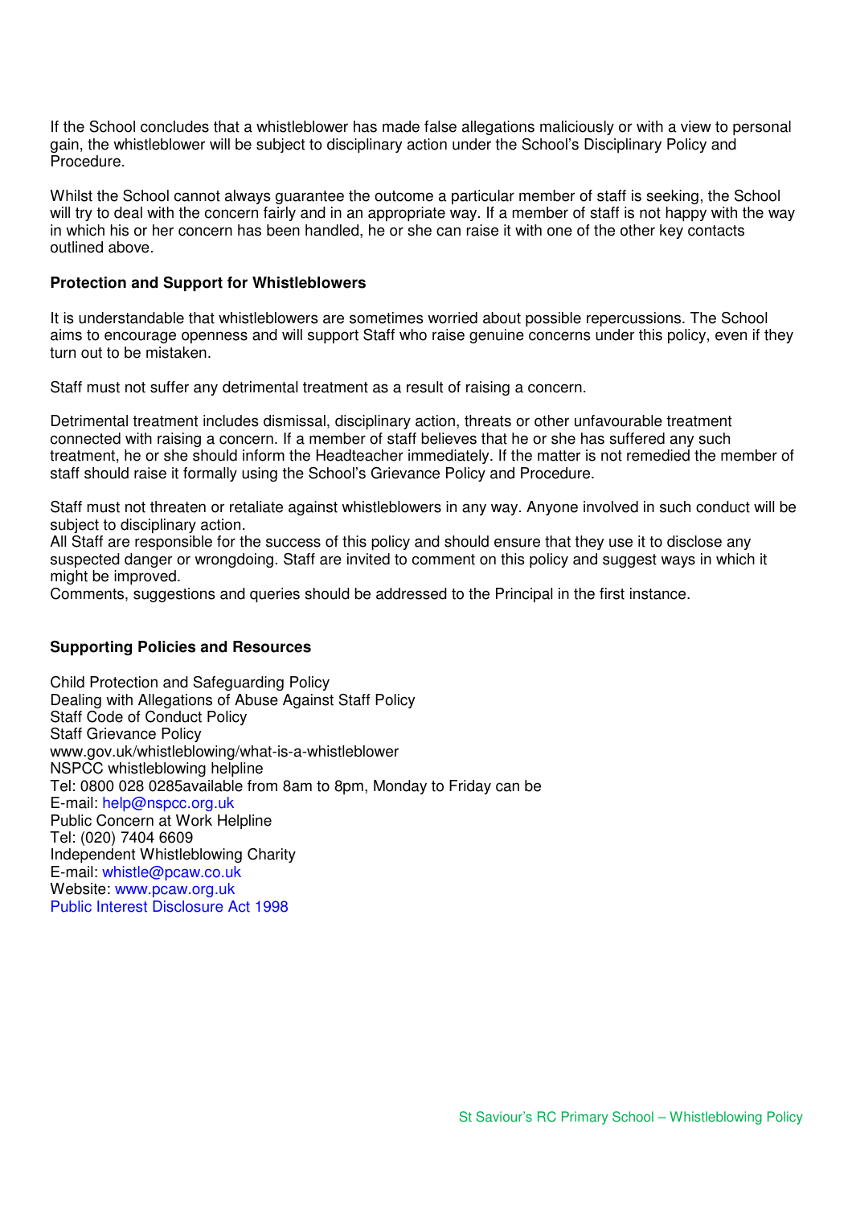If the School concludes that a whistleblower has made false allegations maliciously or with a view to personal gain, the whistleblower will be subject to disciplinary action under the School's Disciplinary Policy and Procedure.

Whilst the School cannot always guarantee the outcome a particular member of staff is seeking, the School will try to deal with the concern fairly and in an appropriate way. If a member of staff is not happy with the way in which his or her concern has been handled, he or she can raise it with one of the other key contacts outlined above.

**Protection and Support for Whistleblowers**

It is understandable that whistleblowers are sometimes worried about possible repercussions. The School aims to encourage openness and will support Staff who raise genuine concerns under this policy, even if they turn out to be mistaken.

Staff must not suffer any detrimental treatment as a result of raising a concern.

Detrimental treatment includes dismissal, disciplinary action, threats or other unfavourable treatment connected with raising a concern. If a member of staff believes that he or she has suffered any such treatment, he or she should inform the Headteacher immediately. If the matter is not remedied the member of staff should raise it formally using the School's Grievance Policy and Procedure.

Staff must not threaten or retaliate against whistleblowers in any way. Anyone involved in such conduct will be subject to disciplinary action.
All Staff are responsible for the success of this policy and should ensure that they use it to disclose any suspected danger or wrongdoing. Staff are invited to comment on this policy and suggest ways in which it might be improved.
Comments, suggestions and queries should be addressed to the Principal in the first instance.

**Supporting Policies and Resources**

Child Protection and Safeguarding Policy
Dealing with Allegations of Abuse Against Staff Policy
Staff Code of Conduct Policy
Staff Grievance Policy
www.gov.uk/whistleblowing/what-is-a-whistleblower
NSPCC whistleblowing helpline
Tel: 0800 028 0285available from 8am to 8pm, Monday to Friday can be
E-mail: help@nspcc.org.uk
Public Concern at Work Helpline
Tel: (020) 7404 6609
Independent Whistleblowing Charity
E-mail: whistle@pcaw.co.uk
Website: www.pcaw.org.uk
Public Interest Disclosure Act 1998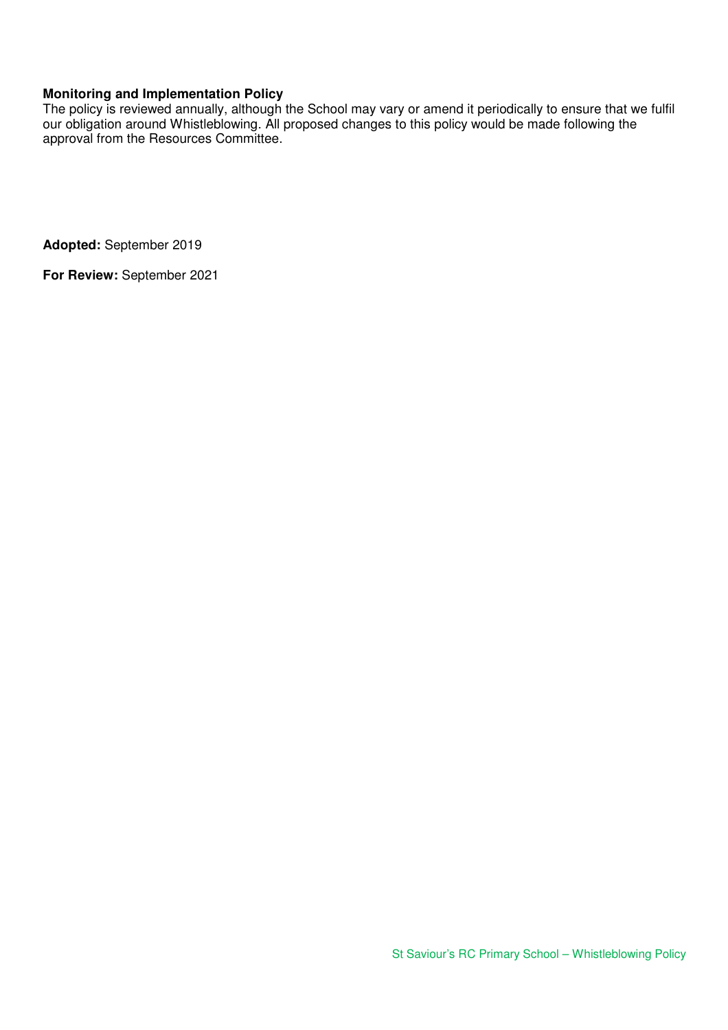**Monitoring and Implementation Policy**

The policy is reviewed annually, although the School may vary or amend it periodically to ensure that we fulfil our obligation around Whistleblowing. All proposed changes to this policy would be made following the approval from the Resources Committee.

**Adopted:** September 2019

**For Review:** September 2021